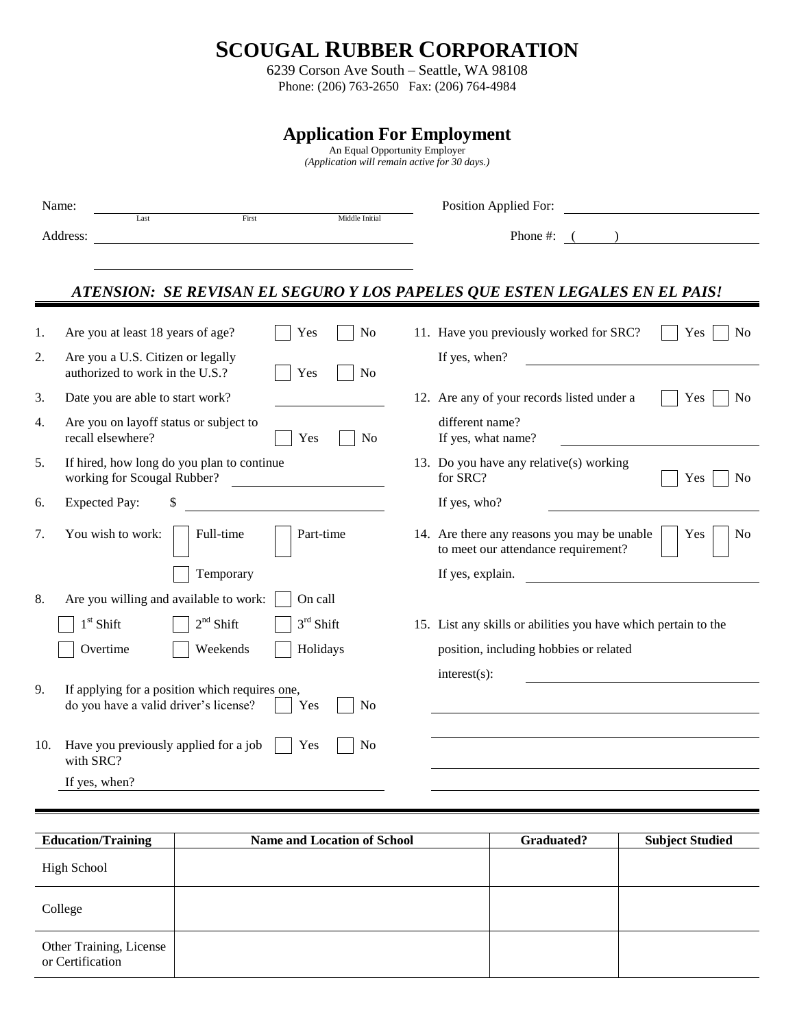# SCOUGAL RUBBER CORPORATION

6239 Corson Ave South – Seattle, WA 98108
Phone: (206) 763-2650 Fax: (206) 764-4984

## Application For Employment

An Equal Opportunity Employer
*(Application will remain active for 30 days.)*

Name: ______________________________ (Last / First / Middle Initial)

Position Applied For: ______________________________

Address: ______________________________

Phone #: ( ) ______________________________

***ATENSION: SE REVISAN EL SEGURO Y LOS PAPELES QUE ESTEN LEGALES EN EL PAIS!***

1. Are you at least 18 years of age? ☐ Yes ☐ No
2. Are you a U.S. Citizen or legally authorized to work in the U.S.? ☐ Yes ☐ No
3. Date you are able to start work? ______________
4. Are you on layoff status or subject to recall elsewhere? ☐ Yes ☐ No
5. If hired, how long do you plan to continue working for Scougal Rubber? ______________
6. Expected Pay: $ ______________
7. You wish to work: ☐ Full-time ☐ Part-time ☐ Temporary
8. Are you willing and available to work: ☐ On call ☐ 1st Shift ☐ 2nd Shift ☐ 3rd Shift ☐ Overtime ☐ Weekends ☐ Holidays
9. If applying for a position which requires one, do you have a valid driver's license? ☐ Yes ☐ No
10. Have you previously applied for a job with SRC? ☐ Yes ☐ No
    If yes, when? ______________
11. Have you previously worked for SRC? ☐ Yes ☐ No
    If yes, when? ______________
12. Are any of your records listed under a different name? ☐ Yes ☐ No
    If yes, what name? ______________
13. Do you have any relative(s) working for SRC? ☐ Yes ☐ No
    If yes, who? ______________
14. Are there any reasons you may be unable to meet our attendance requirement? ☐ Yes ☐ No
    If yes, explain. ______________
15. List any skills or abilities you have which pertain to the position, including hobbies or related interest(s): ______________

| Education/Training | Name and Location of School | Graduated? | Subject Studied |
|---|---|---|---|
| High School | | | |
| College | | | |
| Other Training, License or Certification | | | |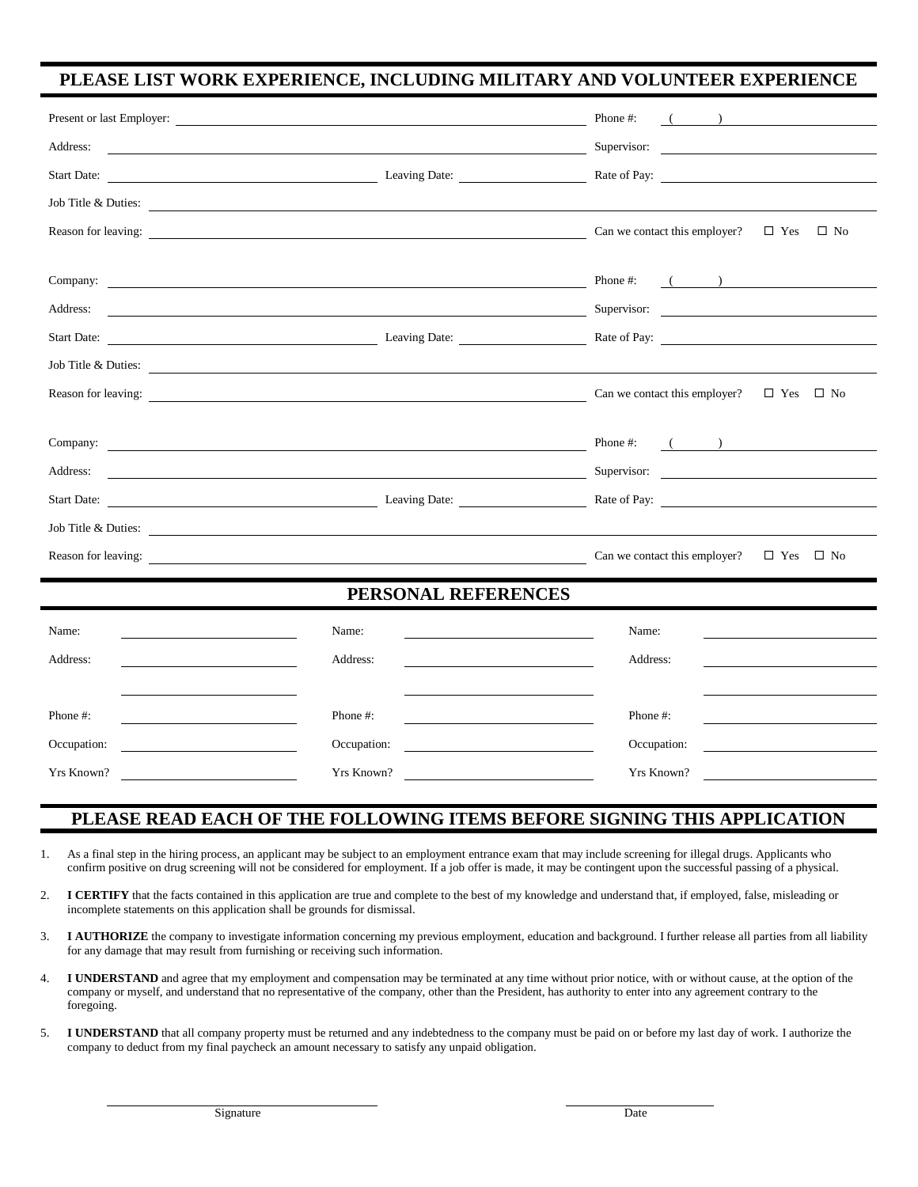## PLEASE LIST WORK EXPERIENCE, INCLUDING MILITARY AND VOLUNTEER EXPERIENCE

Present or last Employer: ______________________ Phone #: ( ) ______

Address: ______________________ Supervisor: ______

Start Date: ______ Leaving Date: ______ Rate of Pay: ______

Job Title & Duties: ______________________

Reason for leaving: ______________________ Can we contact this employer? ☐ Yes ☐ No

Company: ______________________ Phone #: ( ) ______

Address: ______________________ Supervisor: ______

Start Date: ______ Leaving Date: ______ Rate of Pay: ______

Job Title & Duties: ______________________

Reason for leaving: ______________________ Can we contact this employer? ☐ Yes ☐ No

Company: ______________________ Phone #: ( ) ______

Address: ______________________ Supervisor: ______

Start Date: ______ Leaving Date: ______ Rate of Pay: ______

Job Title & Duties: ______________________

Reason for leaving: ______________________ Can we contact this employer? ☐ Yes ☐ No

## PERSONAL REFERENCES

| | | |
|---|---|---|
| Name: | Name: | Name: |
| Address: | Address: | Address: |
| | | |
| Phone #: | Phone #: | Phone #: |
| Occupation: | Occupation: | Occupation: |
| Yrs Known? | Yrs Known? | Yrs Known? |

## PLEASE READ EACH OF THE FOLLOWING ITEMS BEFORE SIGNING THIS APPLICATION

1. As a final step in the hiring process, an applicant may be subject to an employment entrance exam that may include screening for illegal drugs. Applicants who confirm positive on drug screening will not be considered for employment. If a job offer is made, it may be contingent upon the successful passing of a physical.

2. **I CERTIFY** that the facts contained in this application are true and complete to the best of my knowledge and understand that, if employed, false, misleading or incomplete statements on this application shall be grounds for dismissal.

3. **I AUTHORIZE** the company to investigate information concerning my previous employment, education and background. I further release all parties from all liability for any damage that may result from furnishing or receiving such information.

4. **I UNDERSTAND** and agree that my employment and compensation may be terminated at any time without prior notice, with or without cause, at the option of the company or myself, and understand that no representative of the company, other than the President, has authority to enter into any agreement contrary to the foregoing.

5. **I UNDERSTAND** that all company property must be returned and any indebtedness to the company must be paid on or before my last day of work. I authorize the company to deduct from my final paycheck an amount necessary to satisfy any unpaid obligation.

______________________ Signature

______________ Date